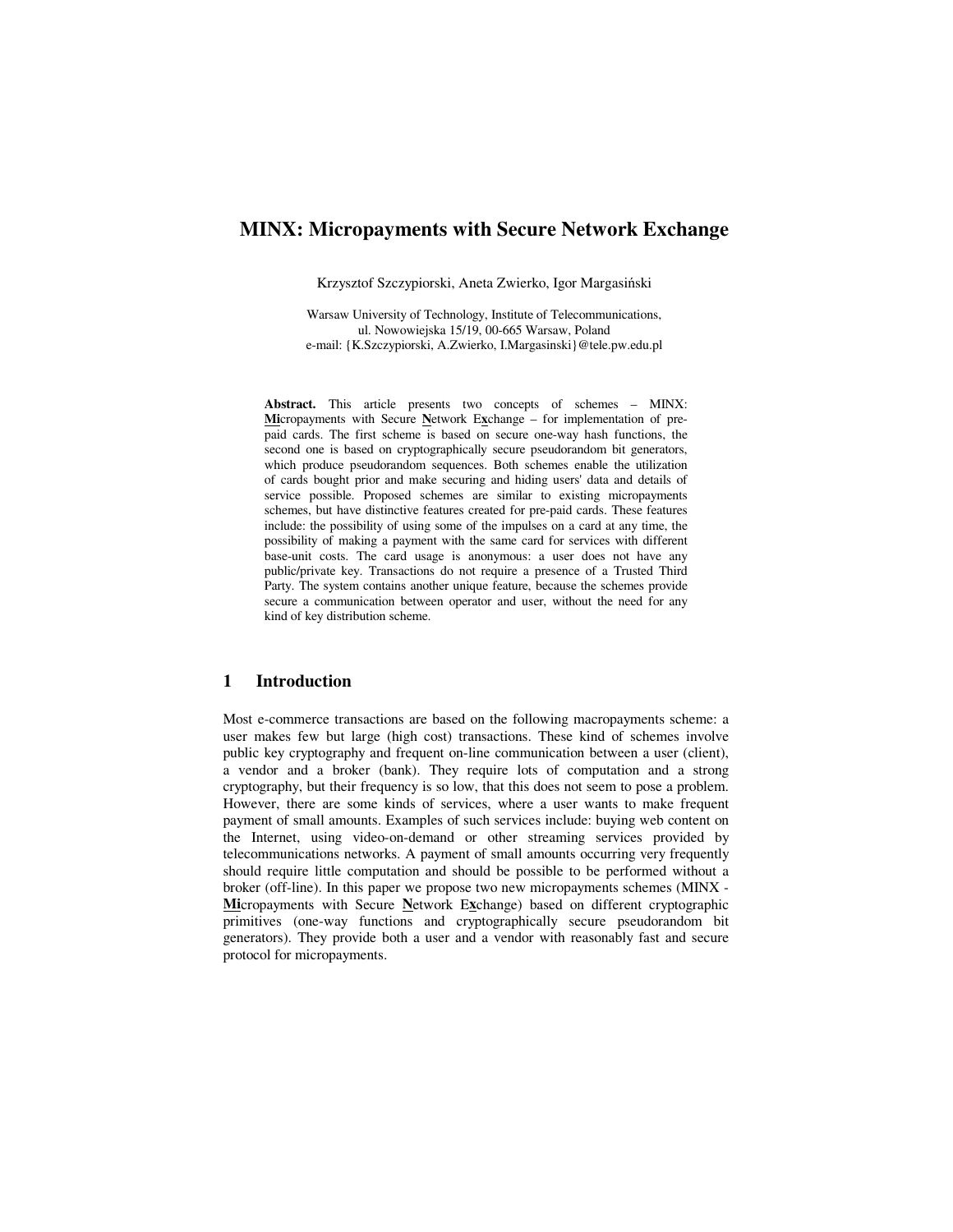# MINX: Micropayments with Secure Network Exchange

Krzysztof Szczypiorski, Aneta Zwierko, Igor Margasiński

Warsaw University of Technology, Institute of Telecommunications,
ul. Nowowiejska 15/19, 00-665 Warsaw, Poland
e-mail: {K.Szczypiorski, A.Zwierko, I.Margasinski}@tele.pw.edu.pl

**Abstract.** This article presents two concepts of schemes – MINX: **Mi**cropayments with Secure **N**etwork E**x**change – for implementation of pre-paid cards. The first scheme is based on secure one-way hash functions, the second one is based on cryptographically secure pseudorandom bit generators, which produce pseudorandom sequences. Both schemes enable the utilization of cards bought prior and make securing and hiding users' data and details of service possible. Proposed schemes are similar to existing micropayments schemes, but have distinctive features created for pre-paid cards. These features include: the possibility of using some of the impulses on a card at any time, the possibility of making a payment with the same card for services with different base-unit costs. The card usage is anonymous: a user does not have any public/private key. Transactions do not require a presence of a Trusted Third Party. The system contains another unique feature, because the schemes provide secure a communication between operator and user, without the need for any kind of key distribution scheme.

## 1 Introduction

Most e-commerce transactions are based on the following macropayments scheme: a user makes few but large (high cost) transactions. These kind of schemes involve public key cryptography and frequent on-line communication between a user (client), a vendor and a broker (bank). They require lots of computation and a strong cryptography, but their frequency is so low, that this does not seem to pose a problem. However, there are some kinds of services, where a user wants to make frequent payment of small amounts. Examples of such services include: buying web content on the Internet, using video-on-demand or other streaming services provided by telecommunications networks. A payment of small amounts occurring very frequently should require little computation and should be possible to be performed without a broker (off-line). In this paper we propose two new micropayments schemes (MINX - **Mi**cropayments with Secure **N**etwork E**x**change) based on different cryptographic primitives (one-way functions and cryptographically secure pseudorandom bit generators). They provide both a user and a vendor with reasonably fast and secure protocol for micropayments.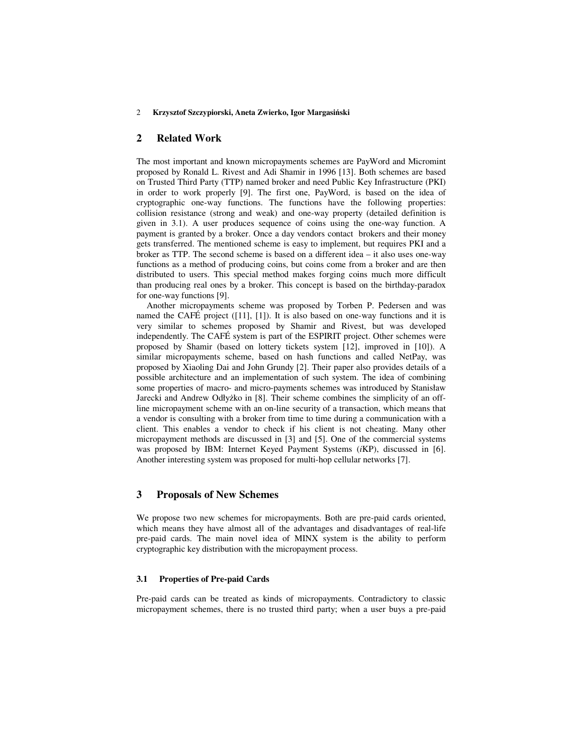## 2 Related Work

The most important and known micropayments schemes are PayWord and Micromint proposed by Ronald L. Rivest and Adi Shamir in 1996 [13]. Both schemes are based on Trusted Third Party (TTP) named broker and need Public Key Infrastructure (PKI) in order to work properly [9]. The first one, PayWord, is based on the idea of cryptographic one-way functions. The functions have the following properties: collision resistance (strong and weak) and one-way property (detailed definition is given in 3.1). A user produces sequence of coins using the one-way function. A payment is granted by a broker. Once a day vendors contact brokers and their money gets transferred. The mentioned scheme is easy to implement, but requires PKI and a broker as TTP. The second scheme is based on a different idea – it also uses one-way functions as a method of producing coins, but coins come from a broker and are then distributed to users. This special method makes forging coins much more difficult than producing real ones by a broker. This concept is based on the birthday-paradox for one-way functions [9].

Another micropayments scheme was proposed by Torben P. Pedersen and was named the CAFÉ project ([11], [1]). It is also based on one-way functions and it is very similar to schemes proposed by Shamir and Rivest, but was developed independently. The CAFÉ system is part of the ESPIRIT project. Other schemes were proposed by Shamir (based on lottery tickets system [12], improved in [10]). A similar micropayments scheme, based on hash functions and called NetPay, was proposed by Xiaoling Dai and John Grundy [2]. Their paper also provides details of a possible architecture and an implementation of such system. The idea of combining some properties of macro- and micro-payments schemes was introduced by Stanisław Jarecki and Andrew Odłyżko in [8]. Their scheme combines the simplicity of an off-line micropayment scheme with an on-line security of a transaction, which means that a vendor is consulting with a broker from time to time during a communication with a client. This enables a vendor to check if his client is not cheating. Many other micropayment methods are discussed in [3] and [5]. One of the commercial systems was proposed by IBM: Internet Keyed Payment Systems (*i*KP), discussed in [6]. Another interesting system was proposed for multi-hop cellular networks [7].

## 3 Proposals of New Schemes

We propose two new schemes for micropayments. Both are pre-paid cards oriented, which means they have almost all of the advantages and disadvantages of real-life pre-paid cards. The main novel idea of MINX system is the ability to perform cryptographic key distribution with the micropayment process.

### 3.1 Properties of Pre-paid Cards

Pre-paid cards can be treated as kinds of micropayments. Contradictory to classic micropayment schemes, there is no trusted third party; when a user buys a pre-paid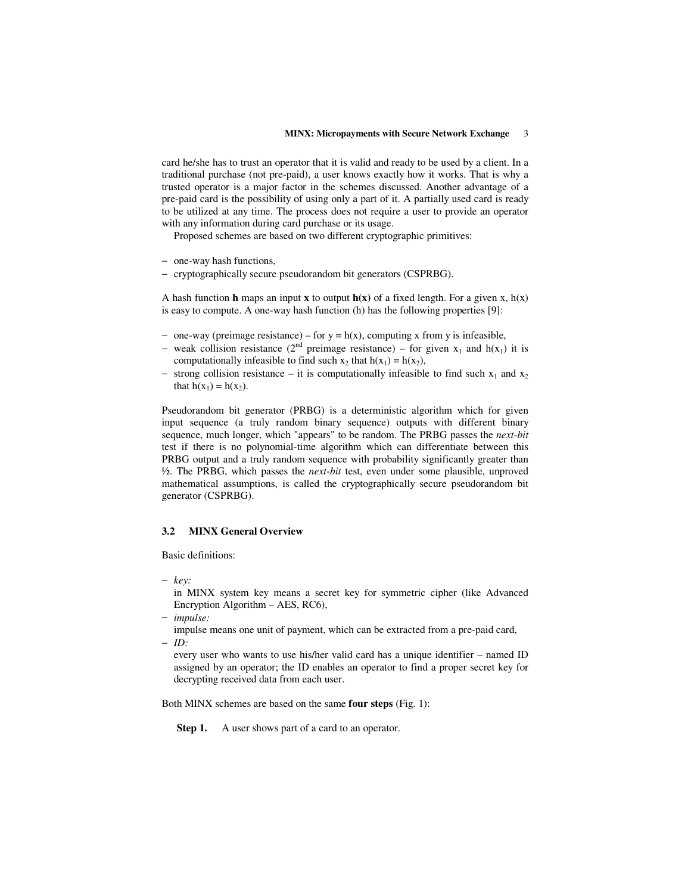card he/she has to trust an operator that it is valid and ready to be used by a client. In a traditional purchase (not pre-paid), a user knows exactly how it works. That is why a trusted operator is a major factor in the schemes discussed. Another advantage of a pre-paid card is the possibility of using only a part of it. A partially used card is ready to be utilized at any time. The process does not require a user to provide an operator with any information during card purchase or its usage.

Proposed schemes are based on two different cryptographic primitives:

- one-way hash functions,
- cryptographically secure pseudorandom bit generators (CSPRBG).

A hash function **h** maps an input **x** to output **h(x)** of a fixed length. For a given x, h(x) is easy to compute. A one-way hash function (h) has the following properties [9]:

- one-way (preimage resistance) – for $y = h(x)$, computing x from y is infeasible,
- weak collision resistance (2[nd] preimage resistance) – for given $x_1$ and $h(x_1)$ it is computationally infeasible to find such $x_2$ that $h(x_1) = h(x_2)$,
- strong collision resistance – it is computationally infeasible to find such $x_1$ and $x_2$ that $h(x_1) = h(x_2)$.

Pseudorandom bit generator (PRBG) is a deterministic algorithm which for given input sequence (a truly random binary sequence) outputs with different binary sequence, much longer, which "appears" to be random. The PRBG passes the *next-bit* test if there is no polynomial-time algorithm which can differentiate between this PRBG output and a truly random sequence with probability significantly greater than ½. The PRBG, which passes the *next-bit* test, even under some plausible, unproved mathematical assumptions, is called the cryptographically secure pseudorandom bit generator (CSPRBG).

### 3.2 MINX General Overview

Basic definitions:

- *key:*
  in MINX system key means a secret key for symmetric cipher (like Advanced Encryption Algorithm – AES, RC6),
- *impulse:*
  impulse means one unit of payment, which can be extracted from a pre-paid card,
- *ID:*
  every user who wants to use his/her valid card has a unique identifier – named ID assigned by an operator; the ID enables an operator to find a proper secret key for decrypting received data from each user.

Both MINX schemes are based on the same **four steps** (Fig. 1):

**Step 1.** A user shows part of a card to an operator.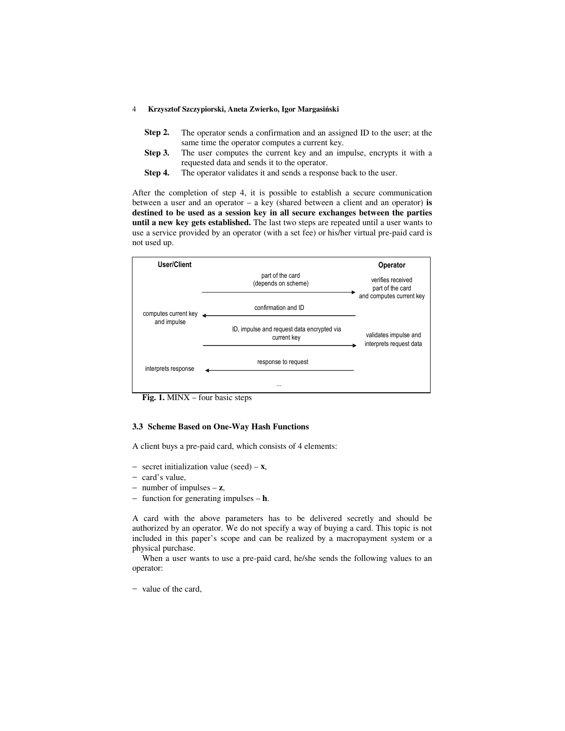**Step 2.** The operator sends a confirmation and an assigned ID to the user; at the same time the operator computes a current key.

**Step 3.** The user computes the current key and an impulse, encrypts it with a requested data and sends it to the operator.

**Step 4.** The operator validates it and sends a response back to the user.

After the completion of step 4, it is possible to establish a secure communication between a user and an operator – a key (shared between a client and an operator) **is destined to be used as a session key in all secure exchanges between the parties until a new key gets established.** The last two steps are repeated until a user wants to use a service provided by an operator (with a set fee) or his/her virtual pre-paid card is not used up.

| User/Client | | Operator |
|---|---|---|
| | part of the card (depends on scheme) → | verifies received part of the card and computes current key |
| computes current key and impulse | ← confirmation and ID | |
| | ID, impulse and request data encrypted via current key → | validates impulse and interprets request data |
| interprets response | ← response to request | |
| | ... | |

**Fig. 1.** MINX – four basic steps

### 3.3 Scheme Based on One-Way Hash Functions

A client buys a pre-paid card, which consists of 4 elements:

- secret initialization value (seed) – **x**,
- card's value,
- number of impulses – **z**,
- function for generating impulses – **h**.

A card with the above parameters has to be delivered secretly and should be authorized by an operator. We do not specify a way of buying a card. This topic is not included in this paper's scope and can be realized by a macropayment system or a physical purchase.

When a user wants to use a pre-paid card, he/she sends the following values to an operator:

- value of the card,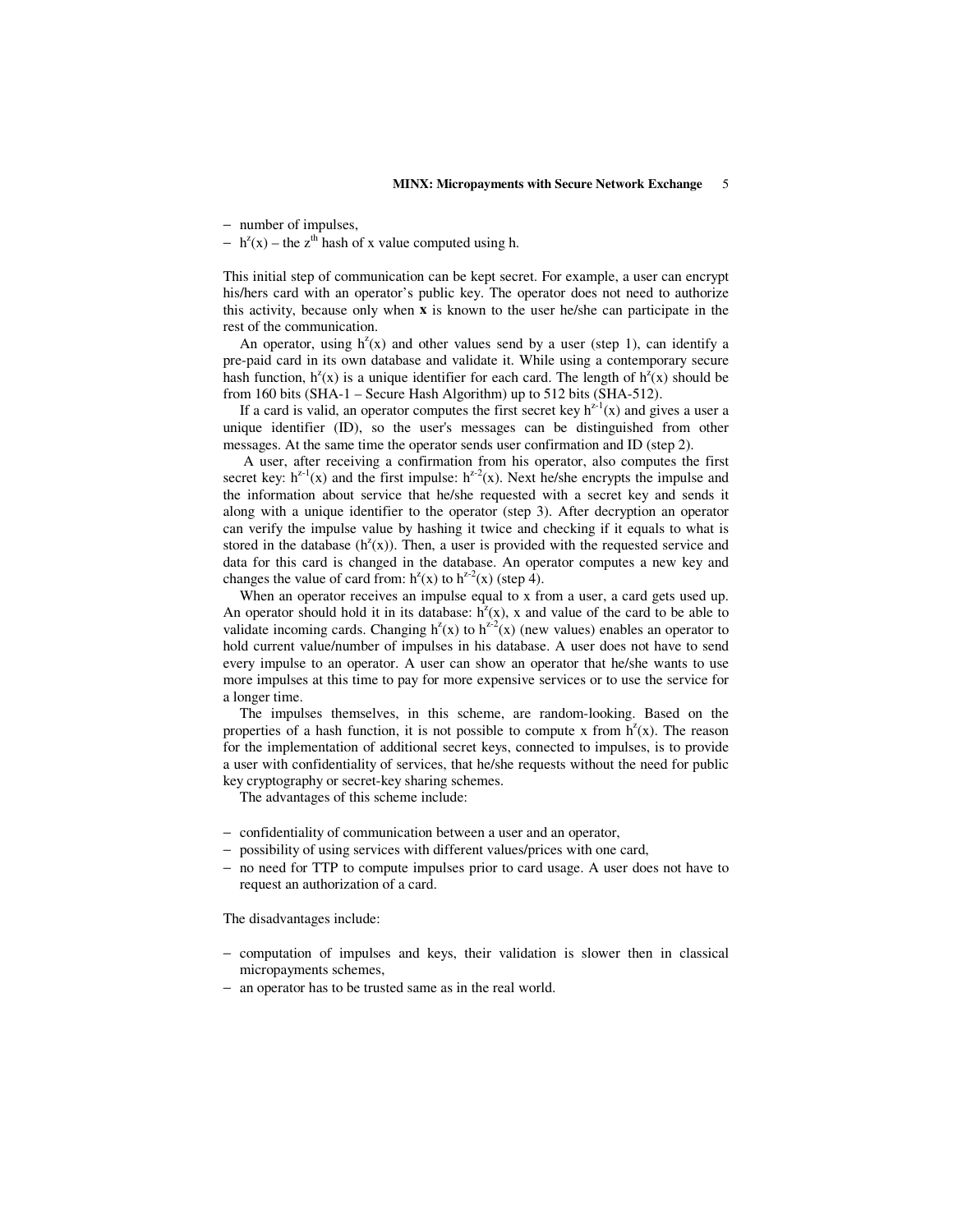- number of impulses,
- $h^z(x)$ – the $z^{th}$ hash of x value computed using h.

This initial step of communication can be kept secret. For example, a user can encrypt his/hers card with an operator's public key. The operator does not need to authorize this activity, because only when **x** is known to the user he/she can participate in the rest of the communication.

An operator, using $h^z(x)$ and other values send by a user (step 1), can identify a pre-paid card in its own database and validate it. While using a contemporary secure hash function, $h^z(x)$ is a unique identifier for each card. The length of $h^z(x)$ should be from 160 bits (SHA-1 – Secure Hash Algorithm) up to 512 bits (SHA-512).

If a card is valid, an operator computes the first secret key $h^{z-1}(x)$ and gives a user a unique identifier (ID), so the user's messages can be distinguished from other messages. At the same time the operator sends user confirmation and ID (step 2).

A user, after receiving a confirmation from his operator, also computes the first secret key: $h^{z-1}(x)$ and the first impulse: $h^{z-2}(x)$. Next he/she encrypts the impulse and the information about service that he/she requested with a secret key and sends it along with a unique identifier to the operator (step 3). After decryption an operator can verify the impulse value by hashing it twice and checking if it equals to what is stored in the database ($h^z(x)$). Then, a user is provided with the requested service and data for this card is changed in the database. An operator computes a new key and changes the value of card from: $h^z(x)$ to $h^{z-2}(x)$ (step 4).

When an operator receives an impulse equal to x from a user, a card gets used up. An operator should hold it in its database: $h^z(x)$, x and value of the card to be able to validate incoming cards. Changing $h^z(x)$ to $h^{z-2}(x)$ (new values) enables an operator to hold current value/number of impulses in his database. A user does not have to send every impulse to an operator. A user can show an operator that he/she wants to use more impulses at this time to pay for more expensive services or to use the service for a longer time.

The impulses themselves, in this scheme, are random-looking. Based on the properties of a hash function, it is not possible to compute x from $h^z(x)$. The reason for the implementation of additional secret keys, connected to impulses, is to provide a user with confidentiality of services, that he/she requests without the need for public key cryptography or secret-key sharing schemes.

The advantages of this scheme include:

- confidentiality of communication between a user and an operator,
- possibility of using services with different values/prices with one card,
- no need for TTP to compute impulses prior to card usage. A user does not have to request an authorization of a card.

The disadvantages include:

- computation of impulses and keys, their validation is slower then in classical micropayments schemes,
- an operator has to be trusted same as in the real world.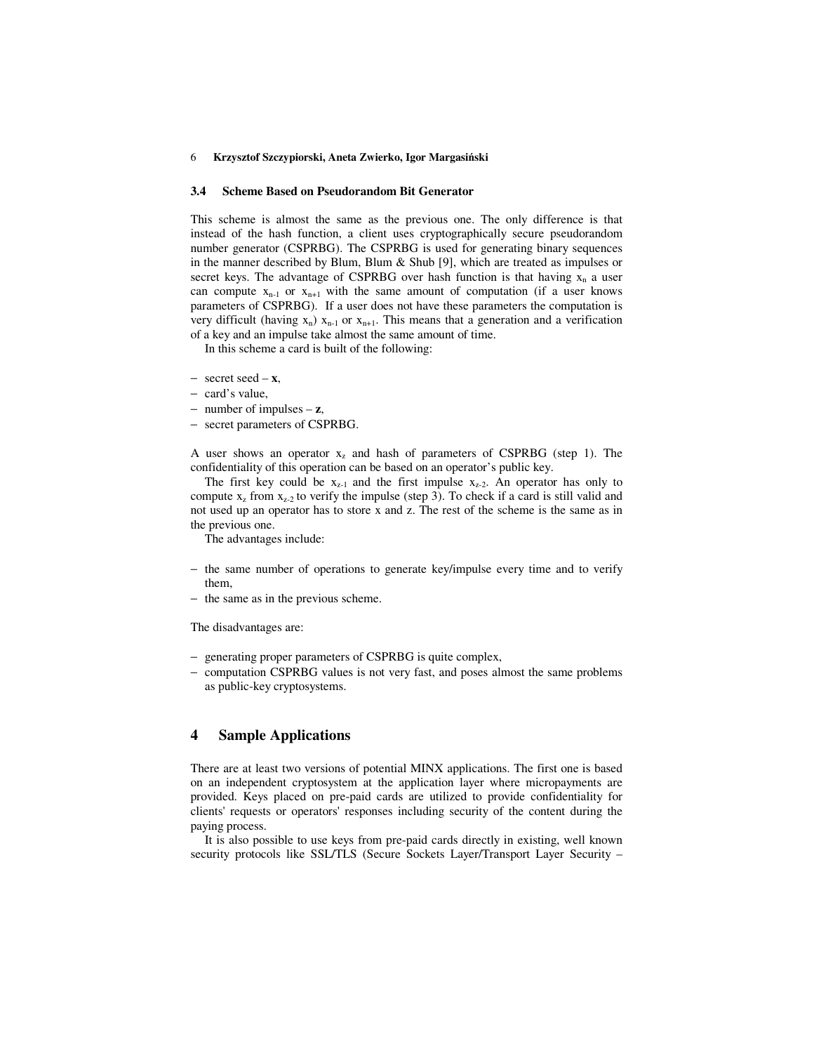### 3.4 Scheme Based on Pseudorandom Bit Generator

This scheme is almost the same as the previous one. The only difference is that instead of the hash function, a client uses cryptographically secure pseudorandom number generator (CSPRBG). The CSPRBG is used for generating binary sequences in the manner described by Blum, Blum & Shub [9], which are treated as impulses or secret keys. The advantage of CSPRBG over hash function is that having $x_n$ a user can compute $x_{n-1}$ or $x_{n+1}$ with the same amount of computation (if a user knows parameters of CSPRBG). If a user does not have these parameters the computation is very difficult (having $x_n$) $x_{n-1}$ or $x_{n+1}$. This means that a generation and a verification of a key and an impulse take almost the same amount of time.

In this scheme a card is built of the following:

- secret seed – **x**,
- card's value,
- number of impulses – **z**,
- secret parameters of CSPRBG.

A user shows an operator $x_z$ and hash of parameters of CSPRBG (step 1). The confidentiality of this operation can be based on an operator's public key.

The first key could be $x_{z-1}$ and the first impulse $x_{z-2}$. An operator has only to compute $x_z$ from $x_{z-2}$ to verify the impulse (step 3). To check if a card is still valid and not used up an operator has to store x and z. The rest of the scheme is the same as in the previous one.

The advantages include:

- the same number of operations to generate key/impulse every time and to verify them,
- the same as in the previous scheme.

The disadvantages are:

- generating proper parameters of CSPRBG is quite complex,
- computation CSPRBG values is not very fast, and poses almost the same problems as public-key cryptosystems.

## 4 Sample Applications

There are at least two versions of potential MINX applications. The first one is based on an independent cryptosystem at the application layer where micropayments are provided. Keys placed on pre-paid cards are utilized to provide confidentiality for clients' requests or operators' responses including security of the content during the paying process.

It is also possible to use keys from pre-paid cards directly in existing, well known security protocols like SSL/TLS (Secure Sockets Layer/Transport Layer Security –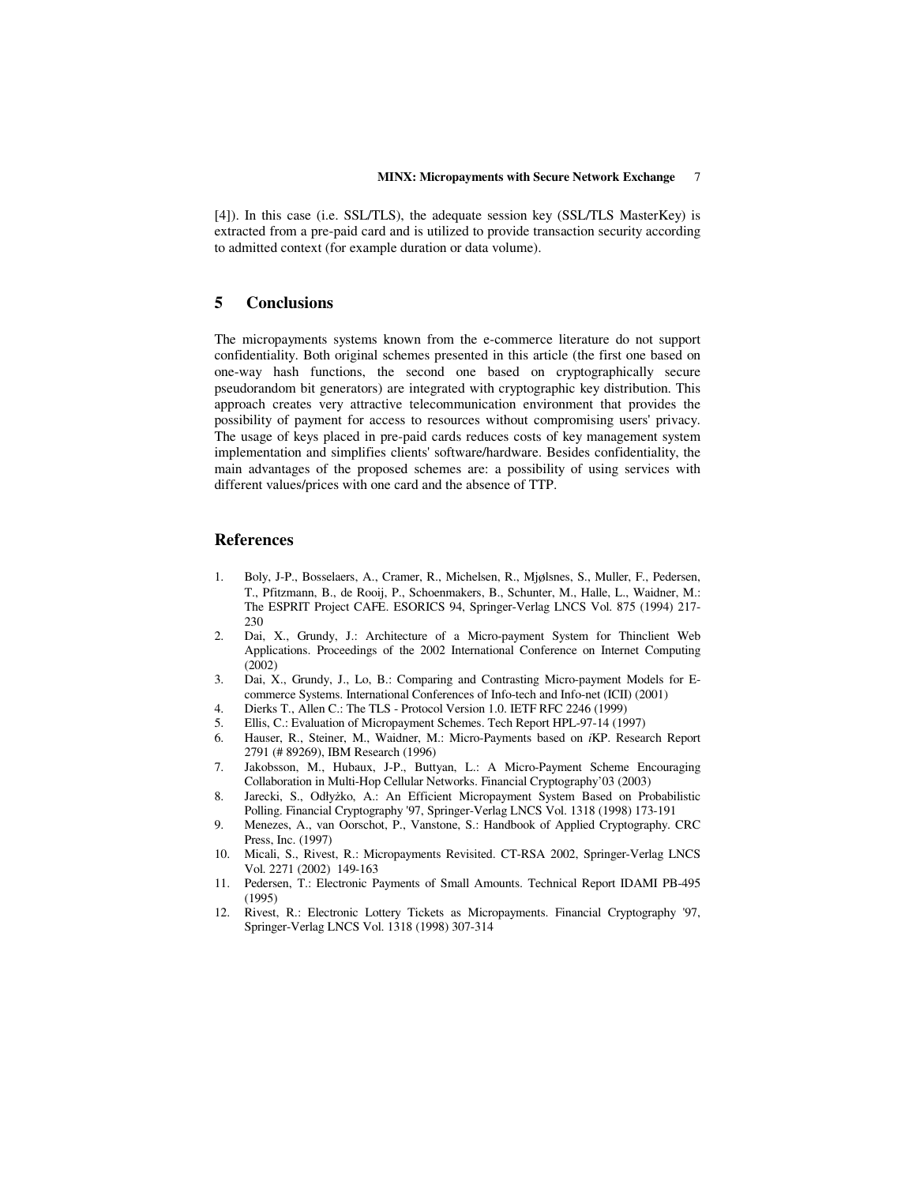[4]). In this case (i.e. SSL/TLS), the adequate session key (SSL/TLS MasterKey) is extracted from a pre-paid card and is utilized to provide transaction security according to admitted context (for example duration or data volume).

## 5 Conclusions

The micropayments systems known from the e-commerce literature do not support confidentiality. Both original schemes presented in this article (the first one based on one-way hash functions, the second one based on cryptographically secure pseudorandom bit generators) are integrated with cryptographic key distribution. This approach creates very attractive telecommunication environment that provides the possibility of payment for access to resources without compromising users' privacy. The usage of keys placed in pre-paid cards reduces costs of key management system implementation and simplifies clients' software/hardware. Besides confidentiality, the main advantages of the proposed schemes are: a possibility of using services with different values/prices with one card and the absence of TTP.

## References

1. Boly, J-P., Bosselaers, A., Cramer, R., Michelsen, R., Mjølsnes, S., Muller, F., Pedersen, T., Pfitzmann, B., de Rooij, P., Schoenmakers, B., Schunter, M., Halle, L., Waidner, M.: The ESPRIT Project CAFE. ESORICS 94, Springer-Verlag LNCS Vol. 875 (1994) 217-230
2. Dai, X., Grundy, J.: Architecture of a Micro-payment System for Thinclient Web Applications. Proceedings of the 2002 International Conference on Internet Computing (2002)
3. Dai, X., Grundy, J., Lo, B.: Comparing and Contrasting Micro-payment Models for E-commerce Systems. International Conferences of Info-tech and Info-net (ICII) (2001)
4. Dierks T., Allen C.: The TLS - Protocol Version 1.0. IETF RFC 2246 (1999)
5. Ellis, C.: Evaluation of Micropayment Schemes. Tech Report HPL-97-14 (1997)
6. Hauser, R., Steiner, M., Waidner, M.: Micro-Payments based on *i*KP. Research Report 2791 (# 89269), IBM Research (1996)
7. Jakobsson, M., Hubaux, J-P., Buttyan, L.: A Micro-Payment Scheme Encouraging Collaboration in Multi-Hop Cellular Networks. Financial Cryptography'03 (2003)
8. Jarecki, S., Odlyżko, A.: An Efficient Micropayment System Based on Probabilistic Polling. Financial Cryptography '97, Springer-Verlag LNCS Vol. 1318 (1998) 173-191
9. Menezes, A., van Oorschot, P., Vanstone, S.: Handbook of Applied Cryptography. CRC Press, Inc. (1997)
10. Micali, S., Rivest, R.: Micropayments Revisited. CT-RSA 2002, Springer-Verlag LNCS Vol. 2271 (2002) 149-163
11. Pedersen, T.: Electronic Payments of Small Amounts. Technical Report IDAMI PB-495 (1995)
12. Rivest, R.: Electronic Lottery Tickets as Micropayments. Financial Cryptography '97, Springer-Verlag LNCS Vol. 1318 (1998) 307-314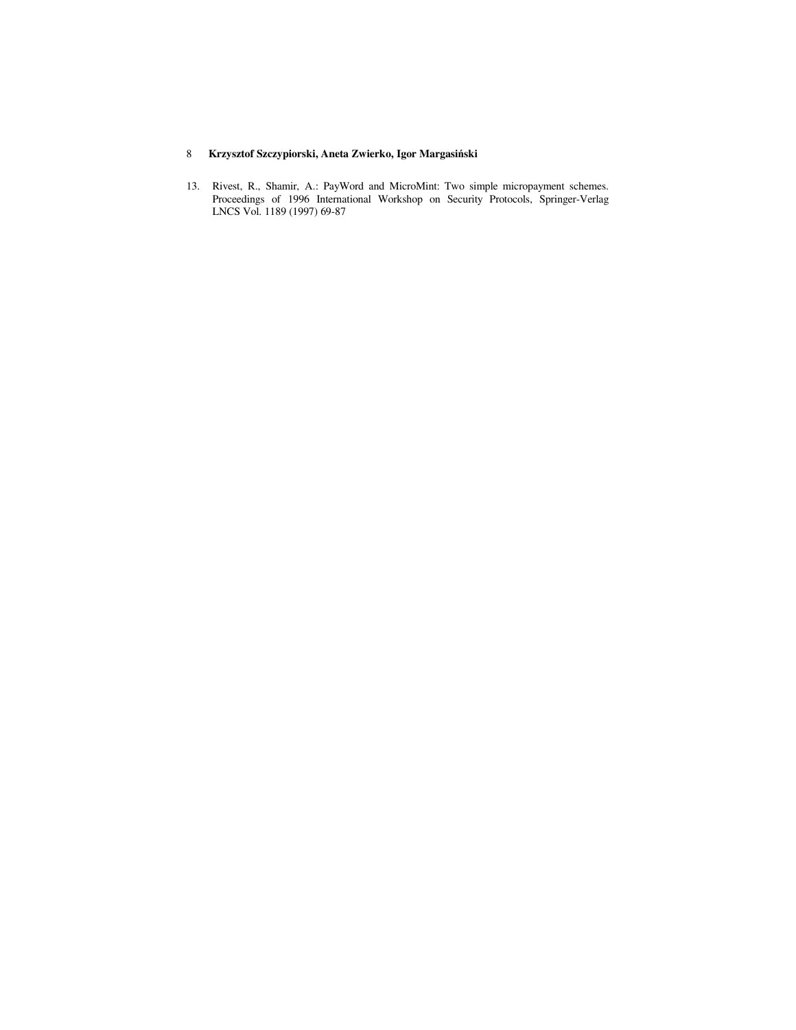13. Rivest, R., Shamir, A.: PayWord and MicroMint: Two simple micropayment schemes. Proceedings of 1996 International Workshop on Security Protocols, Springer-Verlag LNCS Vol. 1189 (1997) 69-87